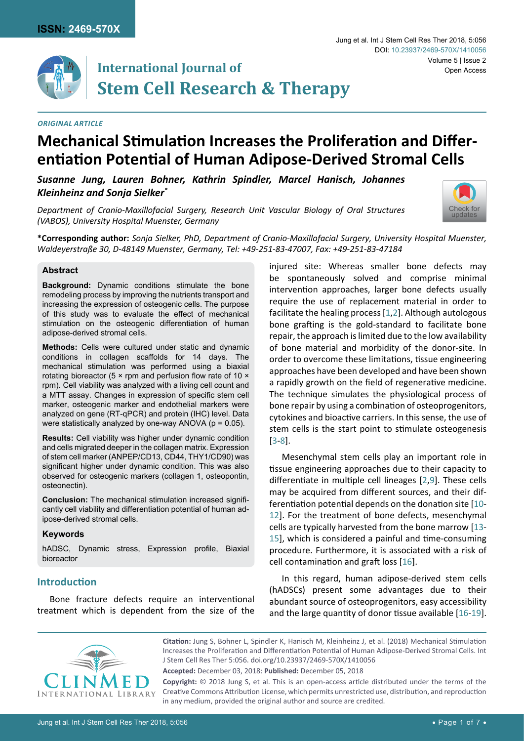**ISSN: 2469-570X**

# International Journal of Stem Cell Research & Therapy

Jung et al. Int J Stem Cell Res Ther 2018, 5:056

DOI: 10.23937/2469-570X/1410056

Volume 5 | Issue 2

Open Access

*ORIGINAL ARTICLE*

# Mechanical Stimulation Increases the Proliferation and Differentiation Potential of Human Adipose-Derived Stromal Cells

***Susanne Jung, Lauren Bohner, Kathrin Spindler, Marcel Hanisch, Johannes Kleinheinz and Sonja Sielker****

*Department of Cranio-Maxillofacial Surgery, Research Unit Vascular Biology of Oral Structures (VABOS), University Hospital Muenster, Germany*

**\*Corresponding author:** *Sonja Sielker, PhD, Department of Cranio-Maxillofacial Surgery, University Hospital Muenster, Waldeyerstraße 30, D-48149 Muenster, Germany, Tel: +49-251-83-47007, Fax: +49-251-83-47184*

## Abstract

**Background:** Dynamic conditions stimulate the bone remodeling process by improving the nutrients transport and increasing the expression of osteogenic cells. The purpose of this study was to evaluate the effect of mechanical stimulation on the osteogenic differentiation of human adipose-derived stromal cells.

**Methods:** Cells were cultured under static and dynamic conditions in collagen scaffolds for 14 days. The mechanical stimulation was performed using a biaxial rotating bioreactor (5 × rpm and perfusion flow rate of 10 × rpm). Cell viability was analyzed with a living cell count and a MTT assay. Changes in expression of specific stem cell marker, osteogenic marker and endothelial markers were analyzed on gene (RT-qPCR) and protein (IHC) level. Data were statistically analyzed by one-way ANOVA (p = 0.05).

**Results:** Cell viability was higher under dynamic condition and cells migrated deeper in the collagen matrix. Expression of stem cell marker (ANPEP/CD13, CD44, THY1/CD90) was significant higher under dynamic condition. This was also observed for osteogenic markers (collagen 1, osteopontin, osteonectin).

**Conclusion:** The mechanical stimulation increased significantly cell viability and differentiation potential of human adipose-derived stromal cells.

### Keywords

hADSC, Dynamic stress, Expression profile, Biaxial bioreactor

## Introduction

Bone fracture defects require an interventional treatment which is dependent from the size of the injured site: Whereas smaller bone defects may be spontaneously solved and comprise minimal intervention approaches, larger bone defects usually require the use of replacement material in order to facilitate the healing process [1,2]. Although autologous bone grafting is the gold-standard to facilitate bone repair, the approach is limited due to the low availability of bone material and morbidity of the donor-site. In order to overcome these limitations, tissue engineering approaches have been developed and have been shown a rapidly growth on the field of regenerative medicine. The technique simulates the physiological process of bone repair by using a combination of osteoprogenitors, cytokines and bioactive carriers. In this sense, the use of stem cells is the start point to stimulate osteogenesis [3-8].

Mesenchymal stem cells play an important role in tissue engineering approaches due to their capacity to differentiate in multiple cell lineages [2,9]. These cells may be acquired from different sources, and their differentiation potential depends on the donation site [10-12]. For the treatment of bone defects, mesenchymal cells are typically harvested from the bone marrow [13-15], which is considered a painful and time-consuming procedure. Furthermore, it is associated with a risk of cell contamination and graft loss [16].

In this regard, human adipose-derived stem cells (hADSCs) present some advantages due to their abundant source of osteoprogenitors, easy accessibility and the large quantity of donor tissue available [16-19].

**Citation:** Jung S, Bohner L, Spindler K, Hanisch M, Kleinheinz J, et al. (2018) Mechanical Stimulation Increases the Proliferation and Differentiation Potential of Human Adipose-Derived Stromal Cells. Int J Stem Cell Res Ther 5:056. doi.org/10.23937/2469-570X/1410056

**Accepted:** December 03, 2018: **Published:** December 05, 2018

**Copyright:** © 2018 Jung S, et al. This is an open-access article distributed under the terms of the Creative Commons Attribution License, which permits unrestricted use, distribution, and reproduction in any medium, provided the original author and source are credited.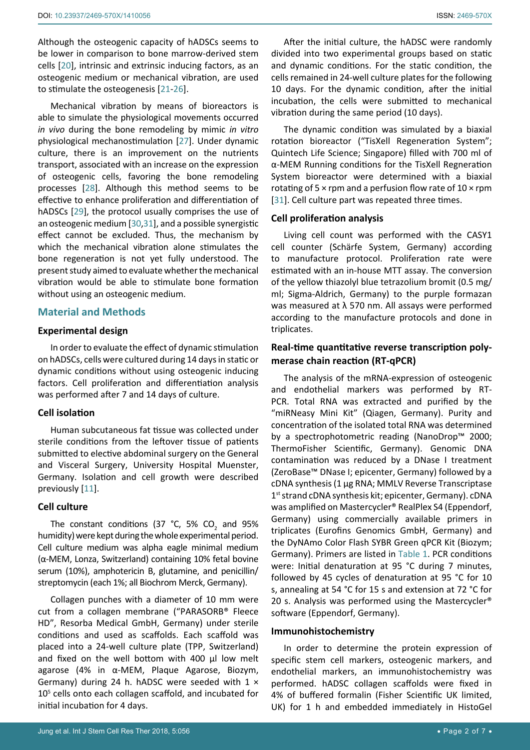Although the osteogenic capacity of hADSCs seems to be lower in comparison to bone marrow-derived stem cells [20], intrinsic and extrinsic inducing factors, as an osteogenic medium or mechanical vibration, are used to stimulate the osteogenesis [21-26].

Mechanical vibration by means of bioreactors is able to simulate the physiological movements occurred *in vivo* during the bone remodeling by mimic *in vitro* physiological mechanostimulation [27]. Under dynamic culture, there is an improvement on the nutrients transport, associated with an increase on the expression of osteogenic cells, favoring the bone remodeling processes [28]. Although this method seems to be effective to enhance proliferation and differentiation of hADSCs [29], the protocol usually comprises the use of an osteogenic medium [30,31], and a possible synergistic effect cannot be excluded. Thus, the mechanism by which the mechanical vibration alone stimulates the bone regeneration is not yet fully understood. The present study aimed to evaluate whether the mechanical vibration would be able to stimulate bone formation without using an osteogenic medium.

## Material and Methods

### Experimental design

In order to evaluate the effect of dynamic stimulation on hADSCs, cells were cultured during 14 days in static or dynamic conditions without using osteogenic inducing factors. Cell proliferation and differentiation analysis was performed after 7 and 14 days of culture.

### Cell isolation

Human subcutaneous fat tissue was collected under sterile conditions from the leftover tissue of patients submitted to elective abdominal surgery on the General and Visceral Surgery, University Hospital Muenster, Germany. Isolation and cell growth were described previously [11].

### Cell culture

The constant conditions (37 °C, 5% $CO_2$ and 95% humidity) were kept during the whole experimental period. Cell culture medium was alpha eagle minimal medium (α-MEM, Lonza, Switzerland) containing 10% fetal bovine serum (10%), amphotericin B, glutamine, and penicillin/streptomycin (each 1%; all Biochrom Merck, Germany).

Collagen punches with a diameter of 10 mm were cut from a collagen membrane ("PARASORB® Fleece HD", Resorba Medical GmbH, Germany) under sterile conditions and used as scaffolds. Each scaffold was placed into a 24-well culture plate (TPP, Switzerland) and fixed on the well bottom with 400 µl low melt agarose (4% in α-MEM, Plaque Agarose, Biozym, Germany) during 24 h. hADSC were seeded with $1 \times 10^5$ cells onto each collagen scaffold, and incubated for initial incubation for 4 days.

After the initial culture, the hADSC were randomly divided into two experimental groups based on static and dynamic conditions. For the static condition, the cells remained in 24-well culture plates for the following 10 days. For the dynamic condition, after the initial incubation, the cells were submitted to mechanical vibration during the same period (10 days).

The dynamic condition was simulated by a biaxial rotation bioreactor ("TisXell Regeneration System"; Quintech Life Science; Singapore) filled with 700 ml of α-MEM Running conditions for the TisXell Regneration System bioreactor were determined with a biaxial rotating of 5 × rpm and a perfusion flow rate of 10 × rpm [31]. Cell culture part was repeated three times.

### Cell proliferation analysis

Living cell count was performed with the CASY1 cell counter (Schärfe System, Germany) according to manufacture protocol. Proliferation rate were estimated with an in-house MTT assay. The conversion of the yellow thiazolyl blue tetrazolium bromit (0.5 mg/ml; Sigma-Aldrich, Germany) to the purple formazan was measured at λ 570 nm. All assays were performed according to the manufacture protocols and done in triplicates.

### Real-time quantitative reverse transcription polymerase chain reaction (RT-qPCR)

The analysis of the mRNA-expression of osteogenic and endothelial markers was performed by RT-PCR. Total RNA was extracted and purified by the "miRNeasy Mini Kit" (Qiagen, Germany). Purity and concentration of the isolated total RNA was determined by a spectrophotometric reading (NanoDrop™ 2000; ThermoFisher Scientific, Germany). Genomic DNA contamination was reduced by a DNase I treatment (ZeroBase™ DNase I; epicenter, Germany) followed by a cDNA synthesis (1 µg RNA; MMLV Reverse Transcriptase 1st strand cDNA synthesis kit; epicenter, Germany). cDNA was amplified on Mastercycler® RealPlex S4 (Eppendorf, Germany) using commercially available primers in triplicates (Eurofins Genomics GmbH, Germany) and the DyNAmo Color Flash SYBR Green qPCR Kit (Biozym; Germany). Primers are listed in Table 1. PCR conditions were: Initial denaturation at 95 °C during 7 minutes, followed by 45 cycles of denaturation at 95 °C for 10 s, annealing at 54 °C for 15 s and extension at 72 °C for 20 s. Analysis was performed using the Mastercycler® software (Eppendorf, Germany).

### Immunohistochemistry

In order to determine the protein expression of specific stem cell markers, osteogenic markers, and endothelial markers, an immunohistochemistry was performed. hADSC collagen scaffolds were fixed in 4% of buffered formalin (Fisher Scientific UK limited, UK) for 1 h and embedded immediately in HistoGel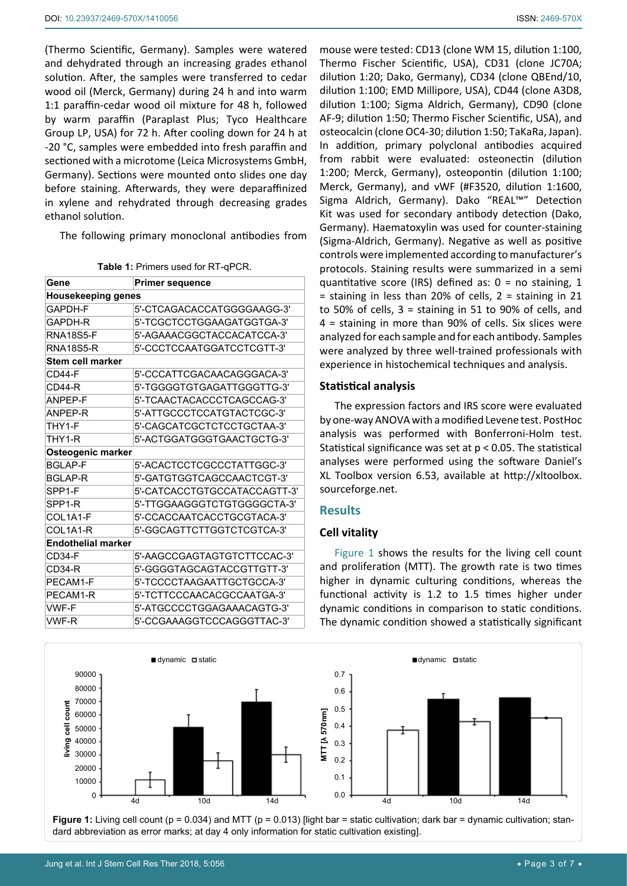(Thermo Scientific, Germany). Samples were watered and dehydrated through an increasing grades ethanol solution. After, the samples were transferred to cedar wood oil (Merck, Germany) during 24 h and into warm 1:1 paraffin-cedar wood oil mixture for 48 h, followed by warm paraffin (Paraplast Plus; Tyco Healthcare Group LP, USA) for 72 h. After cooling down for 24 h at -20 °C, samples were embedded into fresh paraffin and sectioned with a microtome (Leica Microsystems GmbH, Germany). Sections were mounted onto slides one day before staining. Afterwards, they were deparaffinized in xylene and rehydrated through decreasing grades ethanol solution.

The following primary monoclonal antibodies from mouse were tested: CD13 (clone WM 15, dilution 1:100, Thermo Fischer Scientific, USA), CD31 (clone JC70A; dilution 1:20; Dako, Germany), CD34 (clone QBEnd/10, dilution 1:100; EMD Millipore, USA), CD44 (clone A3D8, dilution 1:100; Sigma Aldrich, Germany), CD90 (clone AF-9; dilution 1:50; Thermo Fischer Scientific, USA), and osteocalcin (clone OC4-30; dilution 1:50; TaKaRa, Japan). In addition, primary polyclonal antibodies acquired from rabbit were evaluated: osteonectin (dilution 1:200; Merck, Germany), osteopontin (dilution 1:100; Merck, Germany), and vWF (#F3520, dilution 1:1600, Sigma Aldrich, Germany). Dako "REAL™" Detection Kit was used for secondary antibody detection (Dako, Germany). Haematoxylin was used for counter-staining (Sigma-Aldrich, Germany). Negative as well as positive controls were implemented according to manufacturer's protocols. Staining results were summarized in a semi quantitative score (IRS) defined as: 0 = no staining, 1 = staining in less than 20% of cells, 2 = staining in 21 to 50% of cells, 3 = staining in 51 to 90% of cells, and 4 = staining in more than 90% of cells. Six slices were analyzed for each sample and for each antibody. Samples were analyzed by three well-trained professionals with experience in histochemical techniques and analysis.

**Table 1:** Primers used for RT-qPCR.

| Gene | Primer sequence |
|---|---|
| **Housekeeping genes** | |
| GAPDH-F | 5'-CTCAGACACCATGGGGAAGG-3' |
| GAPDH-R | 5'-TCGCTCCTGGAAGATGGTGA-3' |
| RNA18S5-F | 5'-AGAAACGGCTACCACATCCA-3' |
| RNA18S5-R | 5'-CCCTCCAATGGATCCTCGTT-3' |
| **Stem cell marker** | |
| CD44-F | 5'-CCCATTCGACAACAGGGACA-3' |
| CD44-R | 5'-TGGGGTGTGAGATTGGGTTG-3' |
| ANPEP-F | 5'-TCAACTACACCCTCAGCCAG-3' |
| ANPEP-R | 5'-ATTGCCCTCCATGTACTCGC-3' |
| THY1-F | 5'-CAGCATCGCTCTCCTGCTAA-3' |
| THY1-R | 5'-ACTGGATGGGTGAACTGCTG-3' |
| **Osteogenic marker** | |
| BGLAP-F | 5'-ACACTCCTCGCCCTATTGGC-3' |
| BGLAP-R | 5'-GATGTGGTCAGCCAACTCGT-3' |
| SPP1-F | 5'-CATCACCTGTGCCATACCAGTT-3' |
| SPP1-R | 5'-TTGGAAGGGTCTGTGGGGCTA-3' |
| COL1A1-F | 5'-CCACCAATCACCTGCGTACA-3' |
| COL1A1-R | 5'-GGCAGTTCTTGGTCTCGTCA-3' |
| **Endothelial marker** | |
| CD34-F | 5'-AAGCCGAGTAGTGTCTTCCAC-3' |
| CD34-R | 5'-GGGGTAGCAGTACCGTTGTT-3' |
| PECAM1-F | 5'-TCCCCTAAGAATTGCTGCCA-3' |
| PECAM1-R | 5'-TCTTCCCAACACGCCAATGA-3' |
| VWF-F | 5'-ATGCCCCTGGAGAAACAGTG-3' |
| VWF-R | 5'-CCGAAAGGTCCCAGGGTTAC-3' |

### Statistical analysis

The expression factors and IRS score were evaluated by one-way ANOVA with a modified Levene test. PostHoc analysis was performed with Bonferroni-Holm test. Statistical significance was set at $p < 0.05$. The statistical analyses were performed using the software Daniel's XL Toolbox version 6.53, available at http://xltoolbox.sourceforge.net.

## Results

### Cell vitality

Figure 1 shows the results for the living cell count and proliferation (MTT). The growth rate is two times higher in dynamic culturing conditions, whereas the functional activity is 1.2 to 1.5 times higher under dynamic conditions in comparison to static conditions. The dynamic condition showed a statistically significant

**Figure 1:** Living cell count ($p = 0.034$) and MTT ($p = 0.013$) [light bar = static cultivation; dark bar = dynamic cultivation; standard abbreviation as error marks; at day 4 only information for static cultivation existing].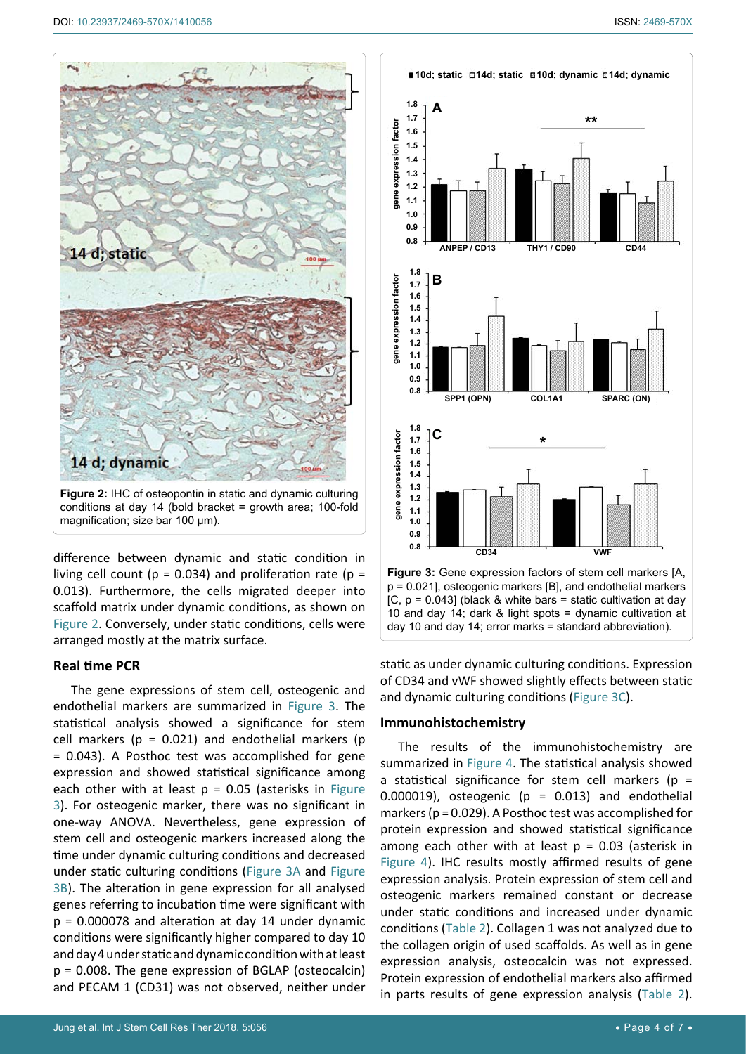Figure 2: IHC of osteopontin in static and dynamic culturing conditions at day 14 (bold bracket = growth area; 100-fold magnification; size bar 100 µm).

Figure 3: Gene expression factors of stem cell markers [A, p = 0.021], osteogenic markers [B], and endothelial markers [C, p = 0.043] (black & white bars = static cultivation at day 10 and day 14; dark & light spots = dynamic cultivation at day 10 and day 14; error marks = standard abbreviation).

difference between dynamic and static condition in living cell count (p = 0.034) and proliferation rate (p = 0.013). Furthermore, the cells migrated deeper into scaffold matrix under dynamic conditions, as shown on Figure 2. Conversely, under static conditions, cells were arranged mostly at the matrix surface.

### Real time PCR

The gene expressions of stem cell, osteogenic and endothelial markers are summarized in Figure 3. The statistical analysis showed a significance for stem cell markers (p = 0.021) and endothelial markers (p = 0.043). A Posthoc test was accomplished for gene expression and showed statistical significance among each other with at least p = 0.05 (asterisks in Figure 3). For osteogenic marker, there was no significant in one-way ANOVA. Nevertheless, gene expression of stem cell and osteogenic markers increased along the time under dynamic culturing conditions and decreased under static culturing conditions (Figure 3A and Figure 3B). The alteration in gene expression for all analysed genes referring to incubation time were significant with p = 0.000078 and alteration at day 14 under dynamic conditions were significantly higher compared to day 10 and day 4 under static and dynamic condition with at least p = 0.008. The gene expression of BGLAP (osteocalcin) and PECAM 1 (CD31) was not observed, neither under static as under dynamic culturing conditions. Expression of CD34 and vWF showed slightly effects between static and dynamic culturing conditions (Figure 3C).

### Immunohistochemistry

The results of the immunohistochemistry are summarized in Figure 4. The statistical analysis showed a statistical significance for stem cell markers (p = 0.000019), osteogenic (p = 0.013) and endothelial markers (p = 0.029). A Posthoc test was accomplished for protein expression and showed statistical significance among each other with at least p = 0.03 (asterisk in Figure 4). IHC results mostly affirmed results of gene expression analysis. Protein expression of stem cell and osteogenic markers remained constant or decrease under static conditions and increased under dynamic conditions (Table 2). Collagen 1 was not analyzed due to the collagen origin of used scaffolds. As well as in gene expression analysis, osteocalcin was not expressed. Protein expression of endothelial markers also affirmed in parts results of gene expression analysis (Table 2).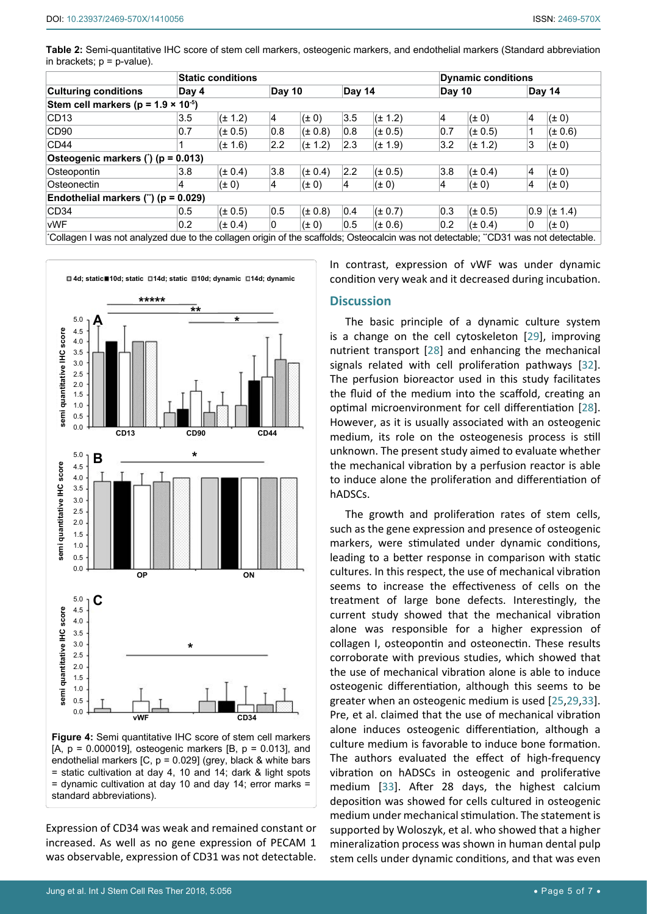**Table 2:** Semi-quantitative IHC score of stem cell markers, osteogenic markers, and endothelial markers (Standard abbreviation in brackets; p = p-value).

| | Static conditions | | | | | | Dynamic conditions | | | |
|---|---|---|---|---|---|---|---|---|---|---|
| **Culturing conditions** | **Day 4** | | **Day 10** | | **Day 14** | | **Day 10** | | **Day 14** | |
| **Stem cell markers ($p = 1.9 \times 10^{-5}$)** | | | | | | | | | | |
| CD13 | 3.5 | (± 1.2) | 4 | (± 0) | 3.5 | (± 1.2) | 4 | (± 0) | 4 | (± 0) |
| CD90 | 0.7 | (± 0.5) | 0.8 | (± 0.8) | 0.8 | (± 0.5) | 0.7 | (± 0.5) | 1 | (± 0.6) |
| CD44 | 1 | (± 1.6) | 2.2 | (± 1.2) | 2.3 | (± 1.9) | 3.2 | (± 1.2) | 3 | (± 0) |
| **Osteogenic markers (\*) (p = 0.013)** | | | | | | | | | | |
| Osteopontin | 3.8 | (± 0.4) | 3.8 | (± 0.4) | 2.2 | (± 0.5) | 3.8 | (± 0.4) | 4 | (± 0) |
| Osteonectin | 4 | (± 0) | 4 | (± 0) | 4 | (± 0) | 4 | (± 0) | 4 | (± 0) |
| **Endothelial markers (\*\*) (p = 0.029)** | | | | | | | | | | |
| CD34 | 0.5 | (± 0.5) | 0.5 | (± 0.8) | 0.4 | (± 0.7) | 0.3 | (± 0.5) | 0.9 | (± 1.4) |
| vWF | 0.2 | (± 0.4) | 0 | (± 0) | 0.5 | (± 0.6) | 0.2 | (± 0.4) | 0 | (± 0) |

*Collagen I was not analyzed due to the collagen origin of the scaffolds; Osteocalcin was not detectable; **CD31 was not detectable.

**Figure 4:** Semi quantitative IHC score of stem cell markers [A, p = 0.000019], osteogenic markers [B, p = 0.013], and endothelial markers [C, p = 0.029] (grey, black & white bars = static cultivation at day 4, 10 and 14; dark & light spots = dynamic cultivation at day 10 and day 14; error marks = standard abbreviations).

Expression of CD34 was weak and remained constant or increased. As well as no gene expression of PECAM 1 was observable, expression of CD31 was not detectable.

In contrast, expression of vWF was under dynamic condition very weak and it decreased during incubation.

## Discussion

The basic principle of a dynamic culture system is a change on the cell cytoskeleton [29], improving nutrient transport [28] and enhancing the mechanical signals related with cell proliferation pathways [32]. The perfusion bioreactor used in this study facilitates the fluid of the medium into the scaffold, creating an optimal microenvironment for cell differentiation [28]. However, as it is usually associated with an osteogenic medium, its role on the osteogenesis process is still unknown. The present study aimed to evaluate whether the mechanical vibration by a perfusion reactor is able to induce alone the proliferation and differentiation of hADSCs.

The growth and proliferation rates of stem cells, such as the gene expression and presence of osteogenic markers, were stimulated under dynamic conditions, leading to a better response in comparison with static cultures. In this respect, the use of mechanical vibration seems to increase the effectiveness of cells on the treatment of large bone defects. Interestingly, the current study showed that the mechanical vibration alone was responsible for a higher expression of collagen I, osteopontin and osteonectin. These results corroborate with previous studies, which showed that the use of mechanical vibration alone is able to induce osteogenic differentiation, although this seems to be greater when an osteogenic medium is used [25,29,33]. Pre, et al. claimed that the use of mechanical vibration alone induces osteogenic differentiation, although a culture medium is favorable to induce bone formation. The authors evaluated the effect of high-frequency vibration on hADSCs in osteogenic and proliferative medium [33]. After 28 days, the highest calcium deposition was showed for cells cultured in osteogenic medium under mechanical stimulation. The statement is supported by Woloszyk, et al. who showed that a higher mineralization process was shown in human dental pulp stem cells under dynamic conditions, and that was even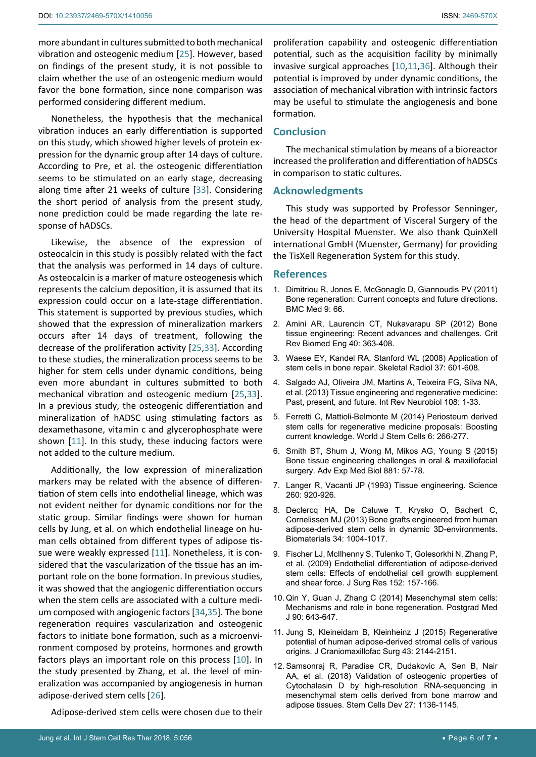more abundant in cultures submitted to both mechanical vibration and osteogenic medium [25]. However, based on findings of the present study, it is not possible to claim whether the use of an osteogenic medium would favor the bone formation, since none comparison was performed considering different medium.

Nonetheless, the hypothesis that the mechanical vibration induces an early differentiation is supported on this study, which showed higher levels of protein expression for the dynamic group after 14 days of culture. According to Pre, et al. the osteogenic differentiation seems to be stimulated on an early stage, decreasing along time after 21 weeks of culture [33]. Considering the short period of analysis from the present study, none prediction could be made regarding the late response of hADSCs.

Likewise, the absence of the expression of osteocalcin in this study is possibly related with the fact that the analysis was performed in 14 days of culture. As osteocalcin is a marker of mature osteogenesis which represents the calcium deposition, it is assumed that its expression could occur on a late-stage differentiation. This statement is supported by previous studies, which showed that the expression of mineralization markers occurs after 14 days of treatment, following the decrease of the proliferation activity [25,33]. According to these studies, the mineralization process seems to be higher for stem cells under dynamic conditions, being even more abundant in cultures submitted to both mechanical vibration and osteogenic medium [25,33]. In a previous study, the osteogenic differentiation and mineralization of hADSC using stimulating factors as dexamethasone, vitamin c and glycerophosphate were shown [11]. In this study, these inducing factors were not added to the culture medium.

Additionally, the low expression of mineralization markers may be related with the absence of differentiation of stem cells into endothelial lineage, which was not evident neither for dynamic conditions nor for the static group. Similar findings were shown for human cells by Jung, et al. on which endothelial lineage on human cells obtained from different types of adipose tissue were weakly expressed [11]. Nonetheless, it is considered that the vascularization of the tissue has an important role on the bone formation. In previous studies, it was showed that the angiogenic differentiation occurs when the stem cells are associated with a culture medium composed with angiogenic factors [34,35]. The bone regeneration requires vascularization and osteogenic factors to initiate bone formation, such as a microenvironment composed by proteins, hormones and growth factors plays an important role on this process [10]. In the study presented by Zhang, et al. the level of mineralization was accompanied by angiogenesis in human adipose-derived stem cells [26].

Adipose-derived stem cells were chosen due to their proliferation capability and osteogenic differentiation potential, such as the acquisition facility by minimally invasive surgical approaches [10,11,36]. Although their potential is improved by under dynamic conditions, the association of mechanical vibration with intrinsic factors may be useful to stimulate the angiogenesis and bone formation.

## Conclusion

The mechanical stimulation by means of a bioreactor increased the proliferation and differentiation of hADSCs in comparison to static cultures.

## Acknowledgments

This study was supported by Professor Senninger, the head of the department of Visceral Surgery of the University Hospital Muenster. We also thank QuinXell international GmbH (Muenster, Germany) for providing the TisXell Regeneration System for this study.

## References

1. Dimitriou R, Jones E, McGonagle D, Giannoudis PV (2011) Bone regeneration: Current concepts and future directions. BMC Med 9: 66.
2. Amini AR, Laurencin CT, Nukavarapu SP (2012) Bone tissue engineering: Recent advances and challenges. Crit Rev Biomed Eng 40: 363-408.
3. Waese EY, Kandel RA, Stanford WL (2008) Application of stem cells in bone repair. Skeletal Radiol 37: 601-608.
4. Salgado AJ, Oliveira JM, Martins A, Teixeira FG, Silva NA, et al. (2013) Tissue engineering and regenerative medicine: Past, present, and future. Int Rev Neurobiol 108: 1-33.
5. Ferretti C, Mattioli-Belmonte M (2014) Periosteum derived stem cells for regenerative medicine proposals: Boosting current knowledge. World J Stem Cells 6: 266-277.
6. Smith BT, Shum J, Wong M, Mikos AG, Young S (2015) Bone tissue engineering challenges in oral & maxillofacial surgery. Adv Exp Med Biol 881: 57-78.
7. Langer R, Vacanti JP (1993) Tissue engineering. Science 260: 920-926.
8. Declercq HA, De Caluwe T, Krysko O, Bachert C, Cornelissen MJ (2013) Bone grafts engineered from human adipose-derived stem cells in dynamic 3D-environments. Biomaterials 34: 1004-1017.
9. Fischer LJ, McIlhenny S, Tulenko T, Golesorkhi N, Zhang P, et al. (2009) Endothelial differentiation of adipose-derived stem cells: Effects of endothelial cell growth supplement and shear force. J Surg Res 152: 157-166.
10. Qin Y, Guan J, Zhang C (2014) Mesenchymal stem cells: Mechanisms and role in bone regeneration. Postgrad Med J 90: 643-647.
11. Jung S, Kleineidam B, Kleinheinz J (2015) Regenerative potential of human adipose-derived stromal cells of various origins. J Craniomaxillofac Surg 43: 2144-2151.
12. Samsonraj R, Paradise CR, Dudakovic A, Sen B, Nair AA, et al. (2018) Validation of osteogenic properties of Cytochalasin D by high-resolution RNA-sequencing in mesenchymal stem cells derived from bone marrow and adipose tissues. Stem Cells Dev 27: 1136-1145.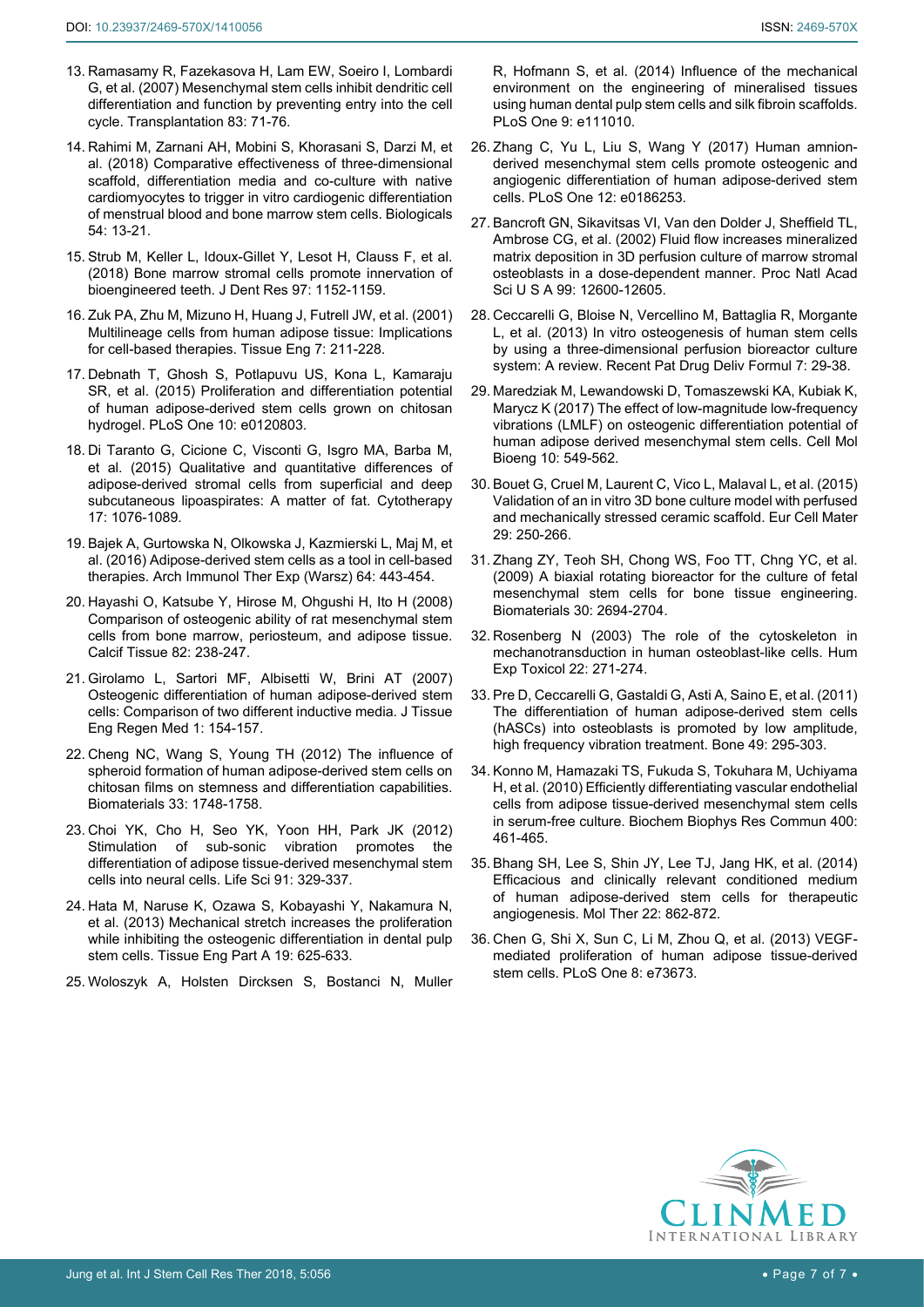13. Ramasamy R, Fazekasova H, Lam EW, Soeiro I, Lombardi G, et al. (2007) Mesenchymal stem cells inhibit dendritic cell differentiation and function by preventing entry into the cell cycle. Transplantation 83: 71-76.

14. Rahimi M, Zarnani AH, Mobini S, Khorasani S, Darzi M, et al. (2018) Comparative effectiveness of three-dimensional scaffold, differentiation media and co-culture with native cardiomyocytes to trigger in vitro cardiogenic differentiation of menstrual blood and bone marrow stem cells. Biologicals 54: 13-21.

15. Strub M, Keller L, Idoux-Gillet Y, Lesot H, Clauss F, et al. (2018) Bone marrow stromal cells promote innervation of bioengineered teeth. J Dent Res 97: 1152-1159.

16. Zuk PA, Zhu M, Mizuno H, Huang J, Futrell JW, et al. (2001) Multilineage cells from human adipose tissue: Implications for cell-based therapies. Tissue Eng 7: 211-228.

17. Debnath T, Ghosh S, Potlapuvu US, Kona L, Kamaraju SR, et al. (2015) Proliferation and differentiation potential of human adipose-derived stem cells grown on chitosan hydrogel. PLoS One 10: e0120803.

18. Di Taranto G, Cicione C, Visconti G, Isgro MA, Barba M, et al. (2015) Qualitative and quantitative differences of adipose-derived stromal cells from superficial and deep subcutaneous lipoaspirates: A matter of fat. Cytotherapy 17: 1076-1089.

19. Bajek A, Gurtowska N, Olkowska J, Kazmierski L, Maj M, et al. (2016) Adipose-derived stem cells as a tool in cell-based therapies. Arch Immunol Ther Exp (Warsz) 64: 443-454.

20. Hayashi O, Katsube Y, Hirose M, Ohgushi H, Ito H (2008) Comparison of osteogenic ability of rat mesenchymal stem cells from bone marrow, periosteum, and adipose tissue. Calcif Tissue 82: 238-247.

21. Girolamo L, Sartori MF, Albisetti W, Brini AT (2007) Osteogenic differentiation of human adipose-derived stem cells: Comparison of two different inductive media. J Tissue Eng Regen Med 1: 154-157.

22. Cheng NC, Wang S, Young TH (2012) The influence of spheroid formation of human adipose-derived stem cells on chitosan films on stemness and differentiation capabilities. Biomaterials 33: 1748-1758.

23. Choi YK, Cho H, Seo YK, Yoon HH, Park JK (2012) Stimulation of sub-sonic vibration promotes the differentiation of adipose tissue-derived mesenchymal stem cells into neural cells. Life Sci 91: 329-337.

24. Hata M, Naruse K, Ozawa S, Kobayashi Y, Nakamura N, et al. (2013) Mechanical stretch increases the proliferation while inhibiting the osteogenic differentiation in dental pulp stem cells. Tissue Eng Part A 19: 625-633.

25. Woloszyk A, Holsten Dircksen S, Bostanci N, Muller R, Hofmann S, et al. (2014) Influence of the mechanical environment on the engineering of mineralised tissues using human dental pulp stem cells and silk fibroin scaffolds. PLoS One 9: e111010.

26. Zhang C, Yu L, Liu S, Wang Y (2017) Human amnion-derived mesenchymal stem cells promote osteogenic and angiogenic differentiation of human adipose-derived stem cells. PLoS One 12: e0186253.

27. Bancroft GN, Sikavitsas VI, Van den Dolder J, Sheffield TL, Ambrose CG, et al. (2002) Fluid flow increases mineralized matrix deposition in 3D perfusion culture of marrow stromal osteoblasts in a dose-dependent manner. Proc Natl Acad Sci U S A 99: 12600-12605.

28. Ceccarelli G, Bloise N, Vercellino M, Battaglia R, Morgante L, et al. (2013) In vitro osteogenesis of human stem cells by using a three-dimensional perfusion bioreactor culture system: A review. Recent Pat Drug Deliv Formul 7: 29-38.

29. Maredziak M, Lewandowski D, Tomaszewski KA, Kubiak K, Marycz K (2017) The effect of low-magnitude low-frequency vibrations (LMLF) on osteogenic differentiation potential of human adipose derived mesenchymal stem cells. Cell Mol Bioeng 10: 549-562.

30. Bouet G, Cruel M, Laurent C, Vico L, Malaval L, et al. (2015) Validation of an in vitro 3D bone culture model with perfused and mechanically stressed ceramic scaffold. Eur Cell Mater 29: 250-266.

31. Zhang ZY, Teoh SH, Chong WS, Foo TT, Chng YC, et al. (2009) A biaxial rotating bioreactor for the culture of fetal mesenchymal stem cells for bone tissue engineering. Biomaterials 30: 2694-2704.

32. Rosenberg N (2003) The role of the cytoskeleton in mechanotransduction in human osteoblast-like cells. Hum Exp Toxicol 22: 271-274.

33. Pre D, Ceccarelli G, Gastaldi G, Asti A, Saino E, et al. (2011) The differentiation of human adipose-derived stem cells (hASCs) into osteoblasts is promoted by low amplitude, high frequency vibration treatment. Bone 49: 295-303.

34. Konno M, Hamazaki TS, Fukuda S, Tokuhara M, Uchiyama H, et al. (2010) Efficiently differentiating vascular endothelial cells from adipose tissue-derived mesenchymal stem cells in serum-free culture. Biochem Biophys Res Commun 400: 461-465.

35. Bhang SH, Lee S, Shin JY, Lee TJ, Jang HK, et al. (2014) Efficacious and clinically relevant conditioned medium of human adipose-derived stem cells for therapeutic angiogenesis. Mol Ther 22: 862-872.

36. Chen G, Shi X, Sun C, Li M, Zhou Q, et al. (2013) VEGF-mediated proliferation of human adipose tissue-derived stem cells. PLoS One 8: e73673.